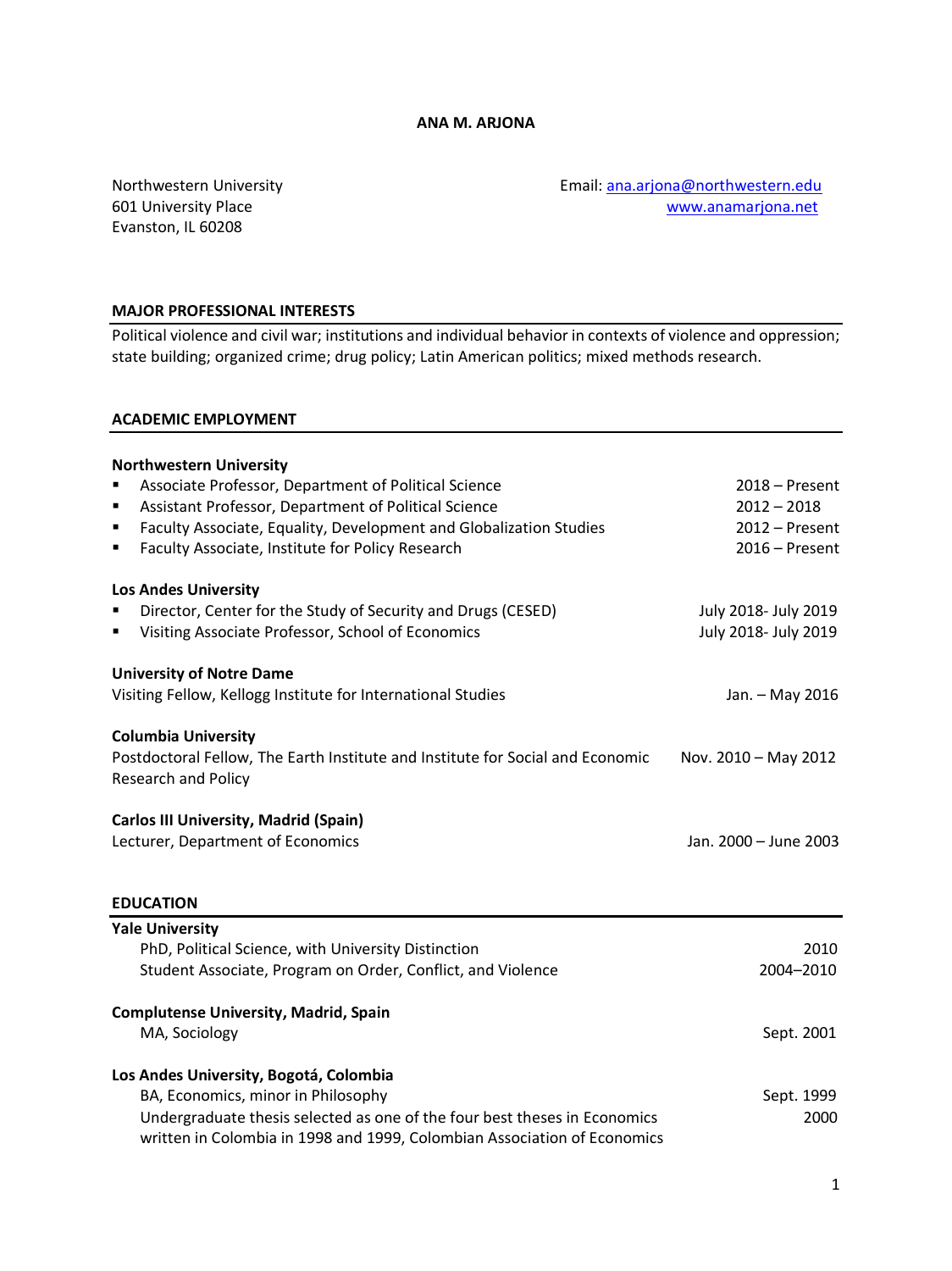# ANA M. ARJONA

Northwestern University
601 University Place
Evanston, IL 60208

Email: ana.arjona@northwestern.edu
www.anamarjona.net

## MAJOR PROFESSIONAL INTERESTS

Political violence and civil war; institutions and individual behavior in contexts of violence and oppression; state building; organized crime; drug policy; Latin American politics; mixed methods research.

## ACADEMIC EMPLOYMENT

**Northwestern University**

- Associate Professor, Department of Political Science — 2018 – Present
- Assistant Professor, Department of Political Science — 2012 – 2018
- Faculty Associate, Equality, Development and Globalization Studies — 2012 – Present
- Faculty Associate, Institute for Policy Research — 2016 – Present

**Los Andes University**

- Director, Center for the Study of Security and Drugs (CESED) — July 2018- July 2019
- Visiting Associate Professor, School of Economics — July 2018- July 2019

**University of Notre Dame**

Visiting Fellow, Kellogg Institute for International Studies — Jan. – May 2016

**Columbia University**

Postdoctoral Fellow, The Earth Institute and Institute for Social and Economic Research and Policy — Nov. 2010 – May 2012

**Carlos III University, Madrid (Spain)**

Lecturer, Department of Economics — Jan. 2000 – June 2003

## EDUCATION

**Yale University**

PhD, Political Science, with University Distinction — 2010
Student Associate, Program on Order, Conflict, and Violence — 2004–2010

**Complutense University, Madrid, Spain**

MA, Sociology — Sept. 2001

**Los Andes University, Bogotá, Colombia**

BA, Economics, minor in Philosophy — Sept. 1999
Undergraduate thesis selected as one of the four best theses in Economics written in Colombia in 1998 and 1999, Colombian Association of Economics — 2000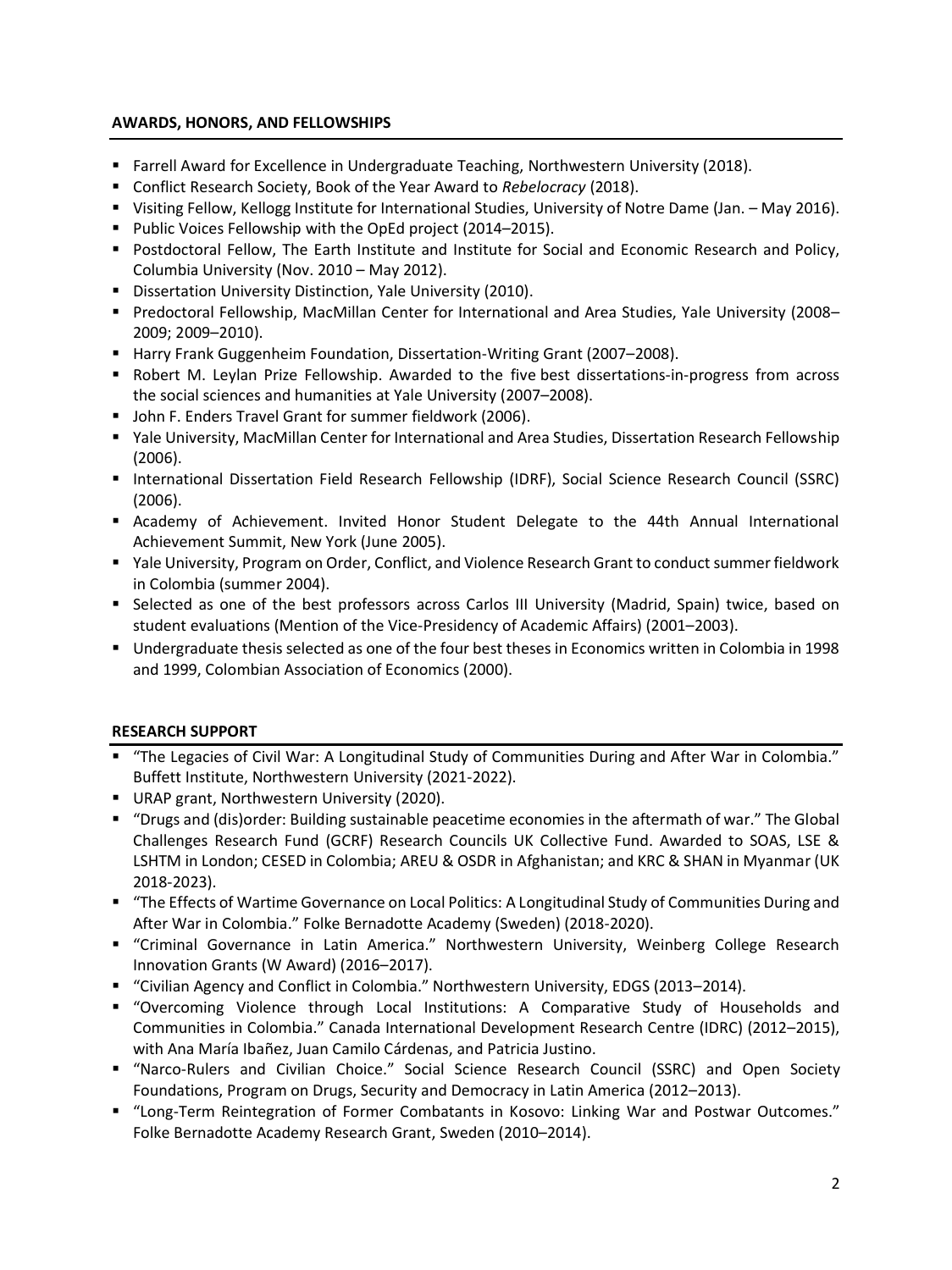## AWARDS, HONORS, AND FELLOWSHIPS

- Farrell Award for Excellence in Undergraduate Teaching, Northwestern University (2018).
- Conflict Research Society, Book of the Year Award to *Rebelocracy* (2018).
- Visiting Fellow, Kellogg Institute for International Studies, University of Notre Dame (Jan. – May 2016).
- Public Voices Fellowship with the OpEd project (2014–2015).
- Postdoctoral Fellow, The Earth Institute and Institute for Social and Economic Research and Policy, Columbia University (Nov. 2010 – May 2012).
- Dissertation University Distinction, Yale University (2010).
- Predoctoral Fellowship, MacMillan Center for International and Area Studies, Yale University (2008–2009; 2009–2010).
- Harry Frank Guggenheim Foundation, Dissertation-Writing Grant (2007–2008).
- Robert M. Leylan Prize Fellowship. Awarded to the five best dissertations-in-progress from across the social sciences and humanities at Yale University (2007–2008).
- John F. Enders Travel Grant for summer fieldwork (2006).
- Yale University, MacMillan Center for International and Area Studies, Dissertation Research Fellowship (2006).
- International Dissertation Field Research Fellowship (IDRF), Social Science Research Council (SSRC) (2006).
- Academy of Achievement. Invited Honor Student Delegate to the 44th Annual International Achievement Summit, New York (June 2005).
- Yale University, Program on Order, Conflict, and Violence Research Grant to conduct summer fieldwork in Colombia (summer 2004).
- Selected as one of the best professors across Carlos III University (Madrid, Spain) twice, based on student evaluations (Mention of the Vice-Presidency of Academic Affairs) (2001–2003).
- Undergraduate thesis selected as one of the four best theses in Economics written in Colombia in 1998 and 1999, Colombian Association of Economics (2000).

## RESEARCH SUPPORT

- "The Legacies of Civil War: A Longitudinal Study of Communities During and After War in Colombia." Buffett Institute, Northwestern University (2021-2022).
- URAP grant, Northwestern University (2020).
- "Drugs and (dis)order: Building sustainable peacetime economies in the aftermath of war." The Global Challenges Research Fund (GCRF) Research Councils UK Collective Fund. Awarded to SOAS, LSE & LSHTM in London; CESED in Colombia; AREU & OSDR in Afghanistan; and KRC & SHAN in Myanmar (UK 2018-2023).
- "The Effects of Wartime Governance on Local Politics: A Longitudinal Study of Communities During and After War in Colombia." Folke Bernadotte Academy (Sweden) (2018-2020).
- "Criminal Governance in Latin America." Northwestern University, Weinberg College Research Innovation Grants (W Award) (2016–2017).
- "Civilian Agency and Conflict in Colombia." Northwestern University, EDGS (2013–2014).
- "Overcoming Violence through Local Institutions: A Comparative Study of Households and Communities in Colombia." Canada International Development Research Centre (IDRC) (2012–2015), with Ana María Ibañez, Juan Camilo Cárdenas, and Patricia Justino.
- "Narco-Rulers and Civilian Choice." Social Science Research Council (SSRC) and Open Society Foundations, Program on Drugs, Security and Democracy in Latin America (2012–2013).
- "Long-Term Reintegration of Former Combatants in Kosovo: Linking War and Postwar Outcomes." Folke Bernadotte Academy Research Grant, Sweden (2010–2014).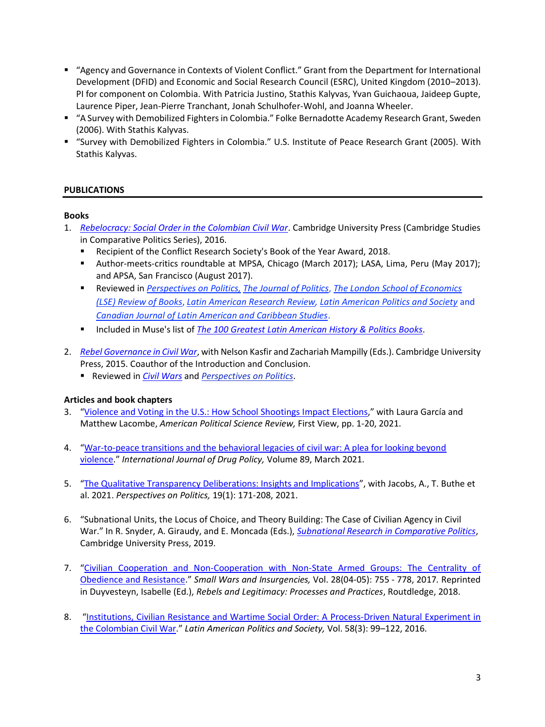- "Agency and Governance in Contexts of Violent Conflict." Grant from the Department for International Development (DFID) and Economic and Social Research Council (ESRC), United Kingdom (2010–2013). PI for component on Colombia. With Patricia Justino, Stathis Kalyvas, Yvan Guichaoua, Jaideep Gupte, Laurence Piper, Jean-Pierre Tranchant, Jonah Schulhofer-Wohl, and Joanna Wheeler.
- "A Survey with Demobilized Fighters in Colombia." Folke Bernadotte Academy Research Grant, Sweden (2006). With Stathis Kalyvas.
- "Survey with Demobilized Fighters in Colombia." U.S. Institute of Peace Research Grant (2005). With Stathis Kalyvas.

## PUBLICATIONS

### Books

1. *Rebelocracy: Social Order in the Colombian Civil War*. Cambridge University Press (Cambridge Studies in Comparative Politics Series), 2016.
   - Recipient of the Conflict Research Society's Book of the Year Award, 2018.
   - Author-meets-critics roundtable at MPSA, Chicago (March 2017); LASA, Lima, Peru (May 2017); and APSA, San Francisco (August 2017).
   - Reviewed in *Perspectives on Politics, The Journal of Politics*, *The London School of Economics (LSE) Review of Books*, *Latin American Research Review, Latin American Politics and Society* and *Canadian Journal of Latin American and Caribbean Studies*.
   - Included in Muse's list of *The 100 Greatest Latin American History & Politics Books*.

2. *Rebel Governance in Civil War*, with Nelson Kasfir and Zachariah Mampilly (Eds.). Cambridge University Press, 2015. Coauthor of the Introduction and Conclusion.
   - Reviewed in *Civil Wars* and *Perspectives on Politics*.

### Articles and book chapters

3. "Violence and Voting in the U.S.: How School Shootings Impact Elections," with Laura García and Matthew Lacombe, *American Political Science Review,* First View, pp. 1-20, 2021.

4. "War-to-peace transitions and the behavioral legacies of civil war: A plea for looking beyond violence." *International Journal of Drug Policy,* Volume 89, March 2021.

5. "The Qualitative Transparency Deliberations: Insights and Implications", with Jacobs, A., T. Buthe et al. 2021. *Perspectives on Politics,* 19(1): 171-208, 2021.

6. "Subnational Units, the Locus of Choice, and Theory Building: The Case of Civilian Agency in Civil War." In R. Snyder, A. Giraudy, and E. Moncada (Eds.), *Subnational Research in Comparative Politics*, Cambridge University Press, 2019.

7. "Civilian Cooperation and Non-Cooperation with Non-State Armed Groups: The Centrality of Obedience and Resistance." *Small Wars and Insurgencies,* Vol. 28(04-05): 755 - 778, 2017. Reprinted in Duyvesteyn, Isabelle (Ed.), *Rebels and Legitimacy: Processes and Practices*, Routledge, 2018.

8. "Institutions, Civilian Resistance and Wartime Social Order: A Process-Driven Natural Experiment in the Colombian Civil War." *Latin American Politics and Society,* Vol. 58(3): 99–122, 2016.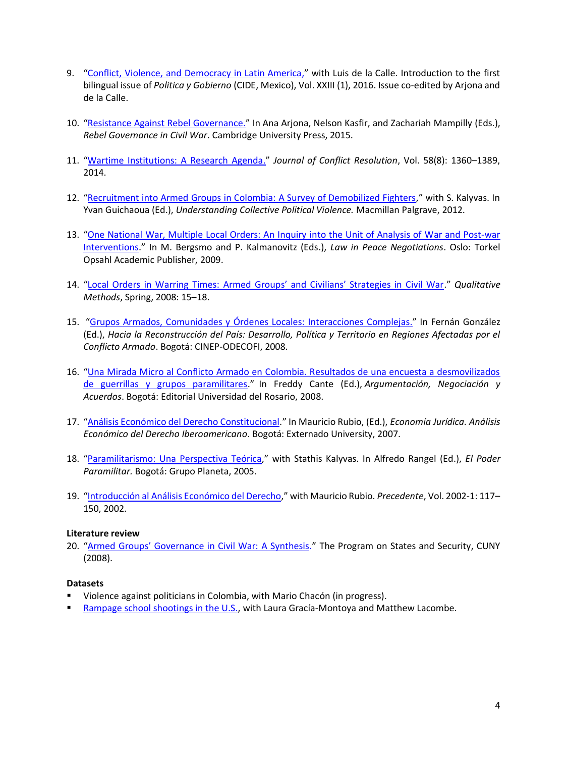9. "Conflict, Violence, and Democracy in Latin America," with Luis de la Calle. Introduction to the first bilingual issue of *Politica y Gobierno* (CIDE, Mexico), Vol. XXIII (1), 2016. Issue co-edited by Arjona and de la Calle.

10. "Resistance Against Rebel Governance." In Ana Arjona, Nelson Kasfir, and Zachariah Mampilly (Eds.), *Rebel Governance in Civil War*. Cambridge University Press, 2015.

11. "Wartime Institutions: A Research Agenda." *Journal of Conflict Resolution*, Vol. 58(8): 1360–1389, 2014.

12. "Recruitment into Armed Groups in Colombia: A Survey of Demobilized Fighters," with S. Kalyvas. In Yvan Guichaoua (Ed.), *Understanding Collective Political Violence.* Macmillan Palgrave, 2012.

13. "One National War, Multiple Local Orders: An Inquiry into the Unit of Analysis of War and Post-war Interventions." In M. Bergsmo and P. Kalmanovitz (Eds.), *Law in Peace Negotiations*. Oslo: Torkel Opsahl Academic Publisher, 2009.

14. "Local Orders in Warring Times: Armed Groups' and Civilians' Strategies in Civil War." *Qualitative Methods*, Spring, 2008: 15–18.

15. "Grupos Armados, Comunidades y Órdenes Locales: Interacciones Complejas." In Fernán González (Ed.), *Hacia la Reconstrucción del País: Desarrollo, Política y Territorio en Regiones Afectadas por el Conflicto Armado*. Bogotá: CINEP-ODECOFI, 2008.

16. "Una Mirada Micro al Conflicto Armado en Colombia. Resultados de una encuesta a desmovilizados de guerrillas y grupos paramilitares." In Freddy Cante (Ed.), *Argumentación, Negociación y Acuerdos*. Bogotá: Editorial Universidad del Rosario, 2008.

17. "Análisis Económico del Derecho Constitucional." In Mauricio Rubio, (Ed.), *Economía Jurídica. Análisis Económico del Derecho Iberoamericano*. Bogotá: Externado University, 2007.

18. "Paramilitarismo: Una Perspectiva Teórica," with Stathis Kalyvas. In Alfredo Rangel (Ed.), *El Poder Paramilitar.* Bogotá: Grupo Planeta, 2005.

19. "Introducción al Análisis Económico del Derecho," with Mauricio Rubio. *Precedente*, Vol. 2002-1: 117–150, 2002.

**Literature review**

20. "Armed Groups' Governance in Civil War: A Synthesis." The Program on States and Security, CUNY (2008).

**Datasets**

- Violence against politicians in Colombia, with Mario Chacón (in progress).
- Rampage school shootings in the U.S., with Laura Gracía-Montoya and Matthew Lacombe.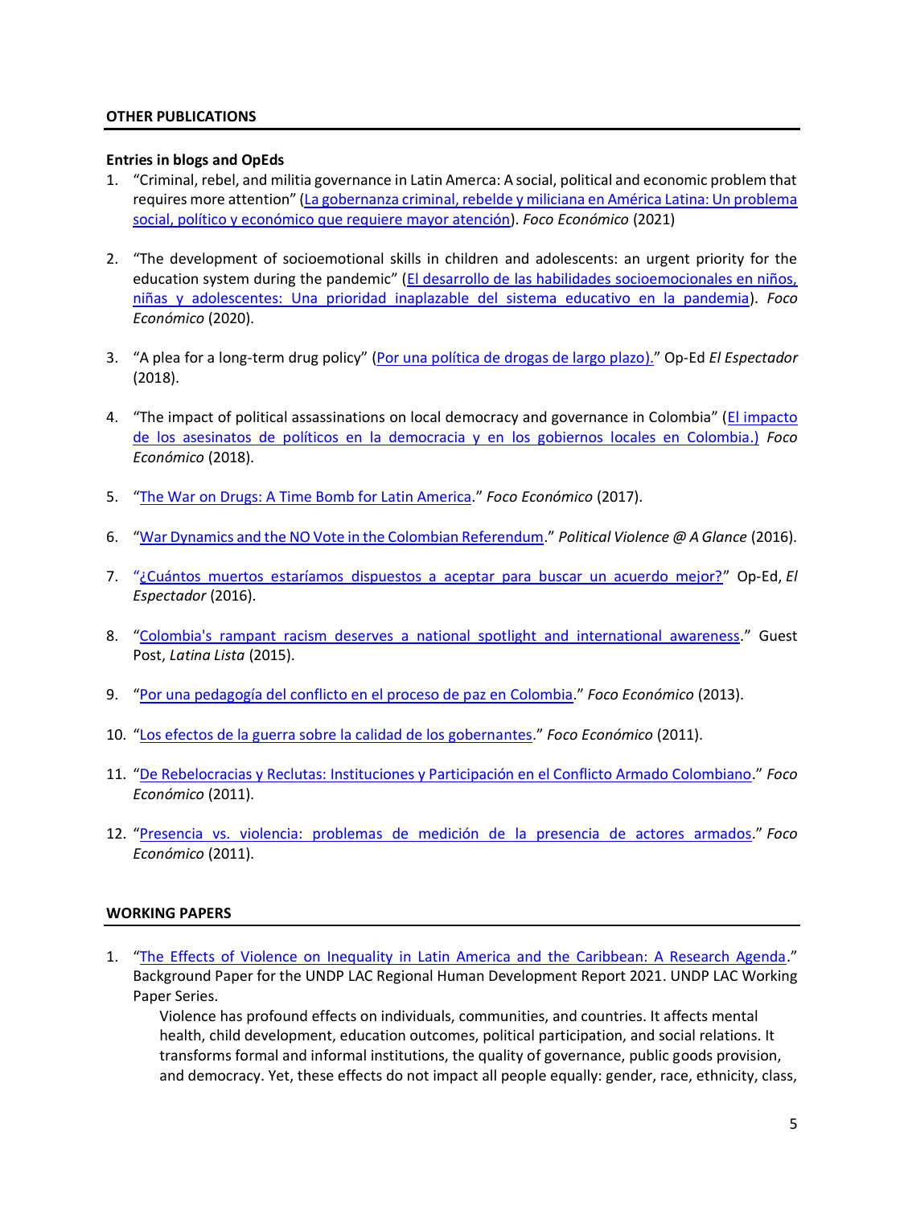## OTHER PUBLICATIONS

### Entries in blogs and OpEds

1. "Criminal, rebel, and militia governance in Latin Amerca: A social, political and economic problem that requires more attention" (La gobernanza criminal, rebelde y miliciana en América Latina: Un problema social, político y económico que requiere mayor atención). *Foco Económico* (2021)

2. "The development of socioemotional skills in children and adolescents: an urgent priority for the education system during the pandemic" (El desarrollo de las habilidades socioemocionales en niños, niñas y adolescentes: Una prioridad inaplazable del sistema educativo en la pandemia). *Foco Económico* (2020).

3. "A plea for a long-term drug policy" (Por una política de drogas de largo plazo)." Op-Ed *El Espectador* (2018).

4. "The impact of political assassinations on local democracy and governance in Colombia" (El impacto de los asesinatos de políticos en la democracia y en los gobiernos locales en Colombia.) *Foco Económico* (2018).

5. "The War on Drugs: A Time Bomb for Latin America." *Foco Económico* (2017).

6. "War Dynamics and the NO Vote in the Colombian Referendum." *Political Violence @ A Glance* (2016).

7. "¿Cuántos muertos estaríamos dispuestos a aceptar para buscar un acuerdo mejor?" Op-Ed, *El Espectador* (2016).

8. "Colombia's rampant racism deserves a national spotlight and international awareness." Guest Post, *Latina Lista* (2015).

9. "Por una pedagogía del conflicto en el proceso de paz en Colombia." *Foco Económico* (2013).

10. "Los efectos de la guerra sobre la calidad de los gobernantes." *Foco Económico* (2011).

11. "De Rebelocracias y Reclutas: Instituciones y Participación en el Conflicto Armado Colombiano." *Foco Económico* (2011).

12. "Presencia vs. violencia: problemas de medición de la presencia de actores armados." *Foco Económico* (2011).

## WORKING PAPERS

1. "The Effects of Violence on Inequality in Latin America and the Caribbean: A Research Agenda." Background Paper for the UNDP LAC Regional Human Development Report 2021. UNDP LAC Working Paper Series.

   Violence has profound effects on individuals, communities, and countries. It affects mental health, child development, education outcomes, political participation, and social relations. It transforms formal and informal institutions, the quality of governance, public goods provision, and democracy. Yet, these effects do not impact all people equally: gender, race, ethnicity, class,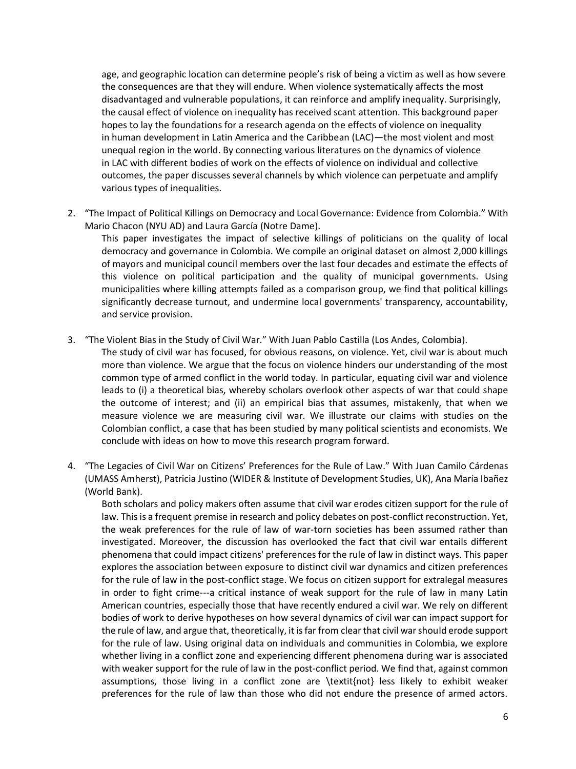age, and geographic location can determine people's risk of being a victim as well as how severe the consequences are that they will endure. When violence systematically affects the most disadvantaged and vulnerable populations, it can reinforce and amplify inequality. Surprisingly, the causal effect of violence on inequality has received scant attention. This background paper hopes to lay the foundations for a research agenda on the effects of violence on inequality in human development in Latin America and the Caribbean (LAC)—the most violent and most unequal region in the world. By connecting various literatures on the dynamics of violence in LAC with different bodies of work on the effects of violence on individual and collective outcomes, the paper discusses several channels by which violence can perpetuate and amplify various types of inequalities.

2. "The Impact of Political Killings on Democracy and Local Governance: Evidence from Colombia." With Mario Chacon (NYU AD) and Laura García (Notre Dame).

   This paper investigates the impact of selective killings of politicians on the quality of local democracy and governance in Colombia. We compile an original dataset on almost 2,000 killings of mayors and municipal council members over the last four decades and estimate the effects of this violence on political participation and the quality of municipal governments. Using municipalities where killing attempts failed as a comparison group, we find that political killings significantly decrease turnout, and undermine local governments' transparency, accountability, and service provision.

3. "The Violent Bias in the Study of Civil War." With Juan Pablo Castilla (Los Andes, Colombia).

   The study of civil war has focused, for obvious reasons, on violence. Yet, civil war is about much more than violence. We argue that the focus on violence hinders our understanding of the most common type of armed conflict in the world today. In particular, equating civil war and violence leads to (i) a theoretical bias, whereby scholars overlook other aspects of war that could shape the outcome of interest; and (ii) an empirical bias that assumes, mistakenly, that when we measure violence we are measuring civil war. We illustrate our claims with studies on the Colombian conflict, a case that has been studied by many political scientists and economists. We conclude with ideas on how to move this research program forward.

4. "The Legacies of Civil War on Citizens' Preferences for the Rule of Law." With Juan Camilo Cárdenas (UMASS Amherst), Patricia Justino (WIDER & Institute of Development Studies, UK), Ana María Ibañez (World Bank).

   Both scholars and policy makers often assume that civil war erodes citizen support for the rule of law. This is a frequent premise in research and policy debates on post-conflict reconstruction. Yet, the weak preferences for the rule of law of war-torn societies has been assumed rather than investigated. Moreover, the discussion has overlooked the fact that civil war entails different phenomena that could impact citizens' preferences for the rule of law in distinct ways. This paper explores the association between exposure to distinct civil war dynamics and citizen preferences for the rule of law in the post-conflict stage. We focus on citizen support for extralegal measures in order to fight crime---a critical instance of weak support for the rule of law in many Latin American countries, especially those that have recently endured a civil war. We rely on different bodies of work to derive hypotheses on how several dynamics of civil war can impact support for the rule of law, and argue that, theoretically, it is far from clear that civil war should erode support for the rule of law. Using original data on individuals and communities in Colombia, we explore whether living in a conflict zone and experiencing different phenomena during war is associated with weaker support for the rule of law in the post-conflict period. We find that, against common assumptions, those living in a conflict zone are \textit{not} less likely to exhibit weaker preferences for the rule of law than those who did not endure the presence of armed actors.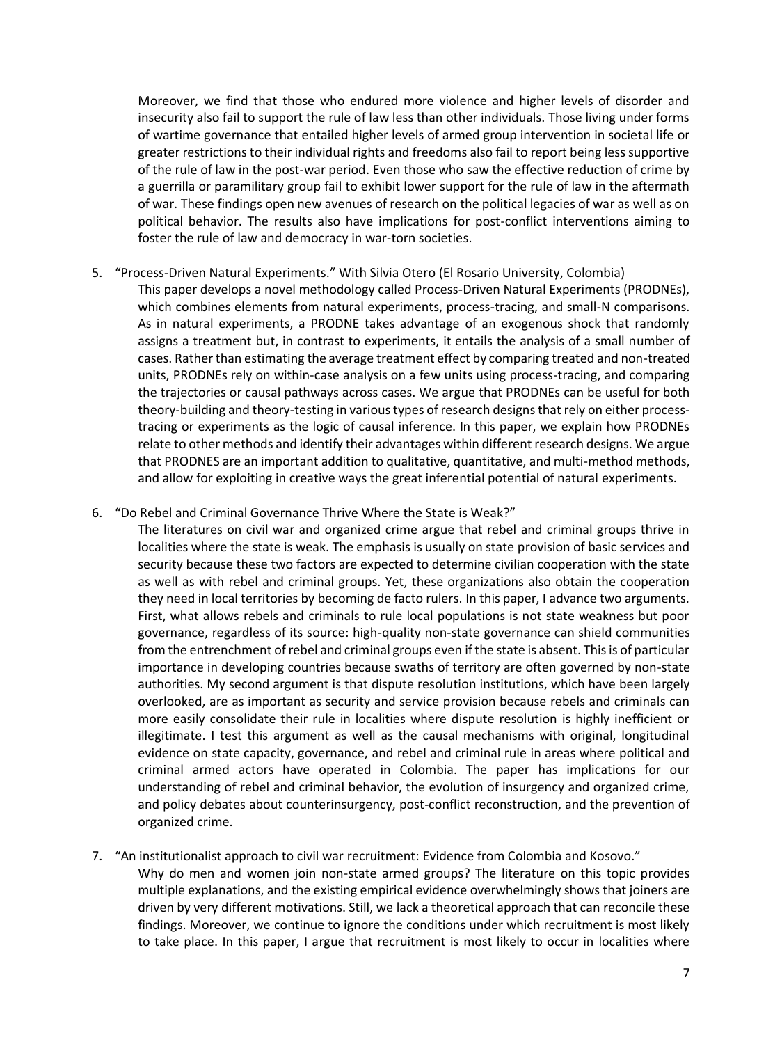Moreover, we find that those who endured more violence and higher levels of disorder and insecurity also fail to support the rule of law less than other individuals. Those living under forms of wartime governance that entailed higher levels of armed group intervention in societal life or greater restrictions to their individual rights and freedoms also fail to report being less supportive of the rule of law in the post-war period. Even those who saw the effective reduction of crime by a guerrilla or paramilitary group fail to exhibit lower support for the rule of law in the aftermath of war. These findings open new avenues of research on the political legacies of war as well as on political behavior. The results also have implications for post-conflict interventions aiming to foster the rule of law and democracy in war-torn societies.

5. "Process-Driven Natural Experiments." With Silvia Otero (El Rosario University, Colombia)

   This paper develops a novel methodology called Process-Driven Natural Experiments (PRODNEs), which combines elements from natural experiments, process-tracing, and small-N comparisons. As in natural experiments, a PRODNE takes advantage of an exogenous shock that randomly assigns a treatment but, in contrast to experiments, it entails the analysis of a small number of cases. Rather than estimating the average treatment effect by comparing treated and non-treated units, PRODNEs rely on within-case analysis on a few units using process-tracing, and comparing the trajectories or causal pathways across cases. We argue that PRODNEs can be useful for both theory-building and theory-testing in various types of research designs that rely on either process-tracing or experiments as the logic of causal inference. In this paper, we explain how PRODNEs relate to other methods and identify their advantages within different research designs. We argue that PRODNES are an important addition to qualitative, quantitative, and multi-method methods, and allow for exploiting in creative ways the great inferential potential of natural experiments.

6. "Do Rebel and Criminal Governance Thrive Where the State is Weak?"

   The literatures on civil war and organized crime argue that rebel and criminal groups thrive in localities where the state is weak. The emphasis is usually on state provision of basic services and security because these two factors are expected to determine civilian cooperation with the state as well as with rebel and criminal groups. Yet, these organizations also obtain the cooperation they need in local territories by becoming de facto rulers. In this paper, I advance two arguments. First, what allows rebels and criminals to rule local populations is not state weakness but poor governance, regardless of its source: high-quality non-state governance can shield communities from the entrenchment of rebel and criminal groups even if the state is absent. This is of particular importance in developing countries because swaths of territory are often governed by non-state authorities. My second argument is that dispute resolution institutions, which have been largely overlooked, are as important as security and service provision because rebels and criminals can more easily consolidate their rule in localities where dispute resolution is highly inefficient or illegitimate. I test this argument as well as the causal mechanisms with original, longitudinal evidence on state capacity, governance, and rebel and criminal rule in areas where political and criminal armed actors have operated in Colombia. The paper has implications for our understanding of rebel and criminal behavior, the evolution of insurgency and organized crime, and policy debates about counterinsurgency, post-conflict reconstruction, and the prevention of organized crime.

7. "An institutionalist approach to civil war recruitment: Evidence from Colombia and Kosovo."

   Why do men and women join non-state armed groups? The literature on this topic provides multiple explanations, and the existing empirical evidence overwhelmingly shows that joiners are driven by very different motivations. Still, we lack a theoretical approach that can reconcile these findings. Moreover, we continue to ignore the conditions under which recruitment is most likely to take place. In this paper, I argue that recruitment is most likely to occur in localities where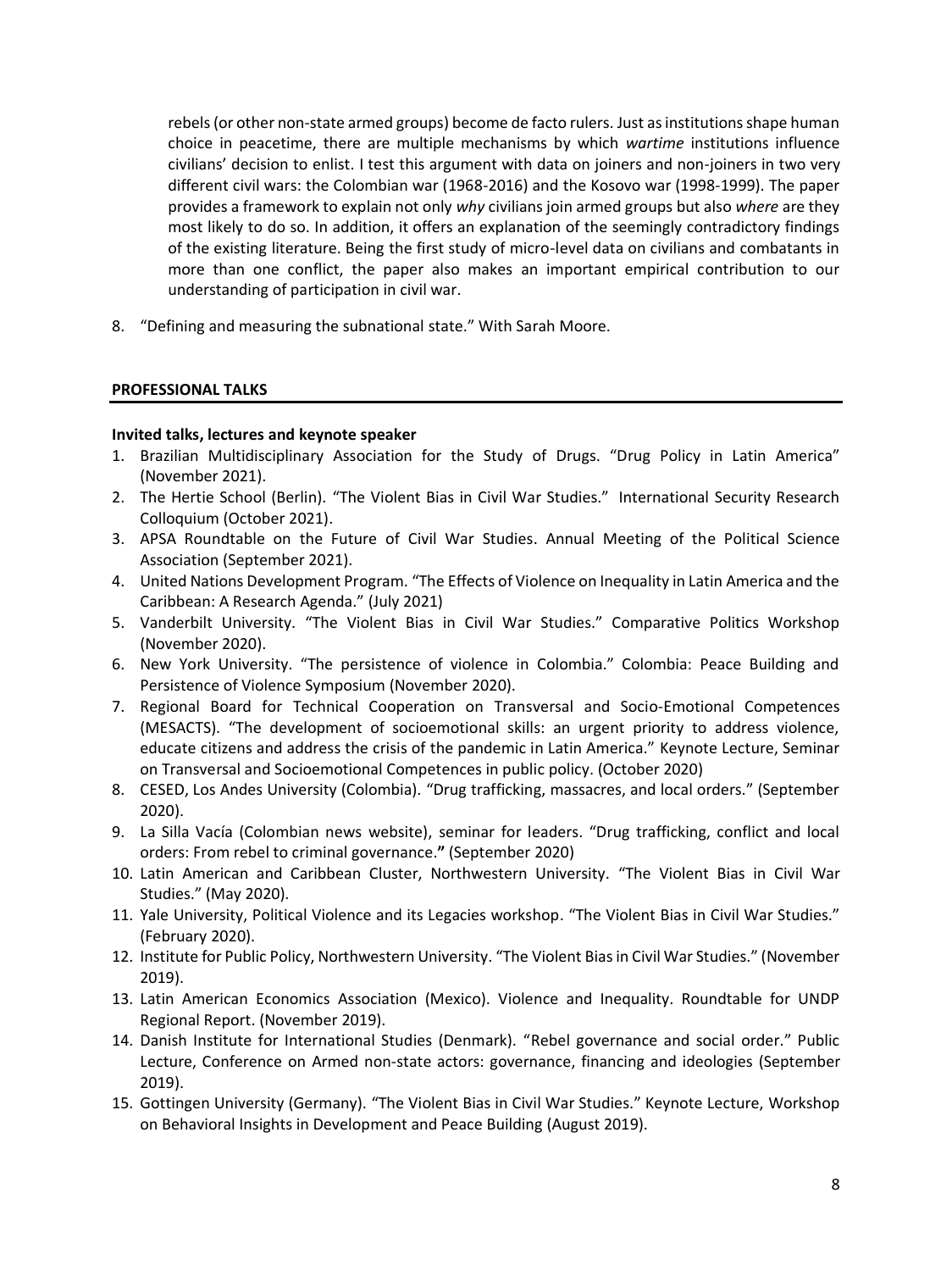rebels (or other non-state armed groups) become de facto rulers. Just as institutions shape human choice in peacetime, there are multiple mechanisms by which *wartime* institutions influence civilians' decision to enlist. I test this argument with data on joiners and non-joiners in two very different civil wars: the Colombian war (1968-2016) and the Kosovo war (1998-1999). The paper provides a framework to explain not only *why* civilians join armed groups but also *where* are they most likely to do so. In addition, it offers an explanation of the seemingly contradictory findings of the existing literature. Being the first study of micro-level data on civilians and combatants in more than one conflict, the paper also makes an important empirical contribution to our understanding of participation in civil war.

8. "Defining and measuring the subnational state." With Sarah Moore.

## PROFESSIONAL TALKS

### Invited talks, lectures and keynote speaker

1. Brazilian Multidisciplinary Association for the Study of Drugs. "Drug Policy in Latin America" (November 2021).
2. The Hertie School (Berlin). "The Violent Bias in Civil War Studies." International Security Research Colloquium (October 2021).
3. APSA Roundtable on the Future of Civil War Studies. Annual Meeting of the Political Science Association (September 2021).
4. United Nations Development Program. "The Effects of Violence on Inequality in Latin America and the Caribbean: A Research Agenda." (July 2021)
5. Vanderbilt University. "The Violent Bias in Civil War Studies." Comparative Politics Workshop (November 2020).
6. New York University. "The persistence of violence in Colombia." Colombia: Peace Building and Persistence of Violence Symposium (November 2020).
7. Regional Board for Technical Cooperation on Transversal and Socio-Emotional Competences (MESACTS). "The development of socioemotional skills: an urgent priority to address violence, educate citizens and address the crisis of the pandemic in Latin America." Keynote Lecture, Seminar on Transversal and Socioemotional Competences in public policy. (October 2020)
8. CESED, Los Andes University (Colombia). "Drug trafficking, massacres, and local orders." (September 2020).
9. La Silla Vacía (Colombian news website), seminar for leaders. "Drug trafficking, conflict and local orders: From rebel to criminal governance." (September 2020)
10. Latin American and Caribbean Cluster, Northwestern University. "The Violent Bias in Civil War Studies." (May 2020).
11. Yale University, Political Violence and its Legacies workshop. "The Violent Bias in Civil War Studies." (February 2020).
12. Institute for Public Policy, Northwestern University. "The Violent Bias in Civil War Studies." (November 2019).
13. Latin American Economics Association (Mexico). Violence and Inequality. Roundtable for UNDP Regional Report. (November 2019).
14. Danish Institute for International Studies (Denmark). "Rebel governance and social order." Public Lecture, Conference on Armed non-state actors: governance, financing and ideologies (September 2019).
15. Gottingen University (Germany). "The Violent Bias in Civil War Studies." Keynote Lecture, Workshop on Behavioral Insights in Development and Peace Building (August 2019).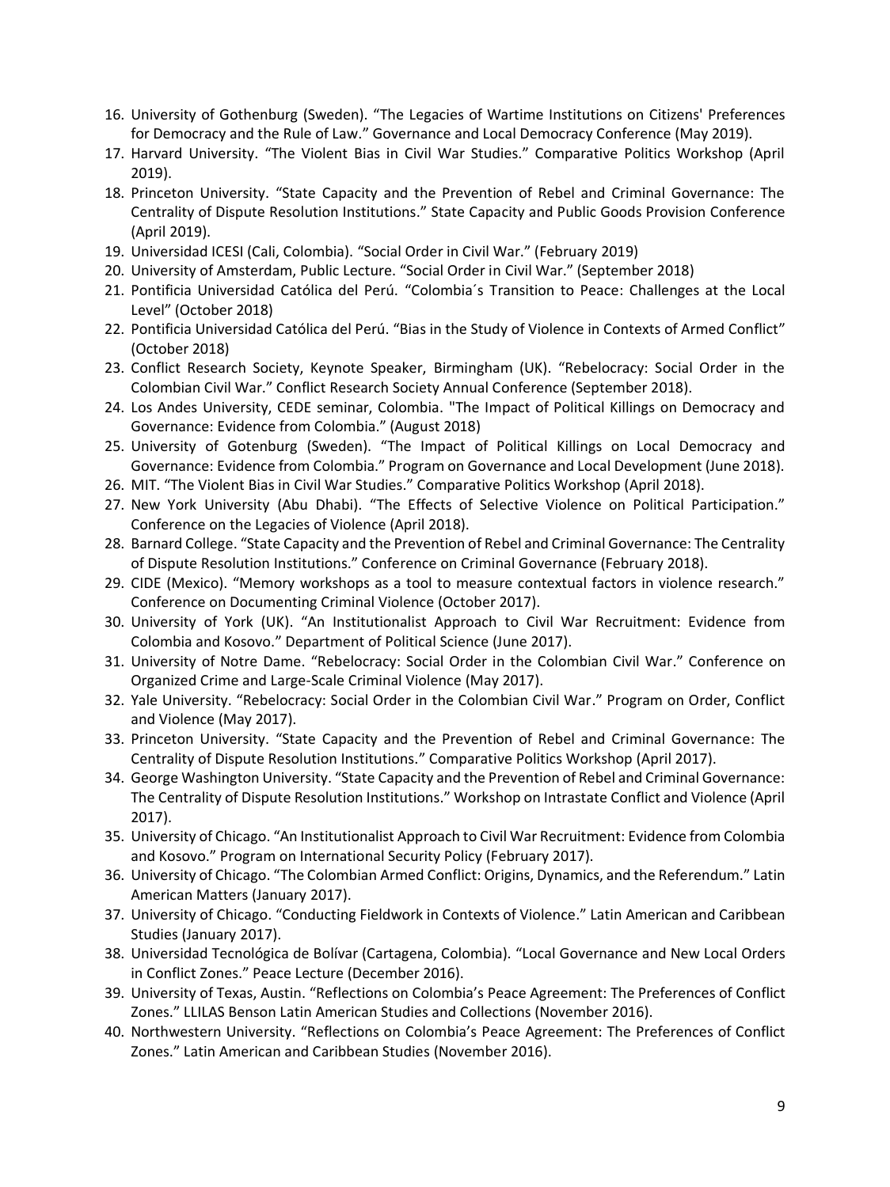16. University of Gothenburg (Sweden). "The Legacies of Wartime Institutions on Citizens' Preferences for Democracy and the Rule of Law." Governance and Local Democracy Conference (May 2019).
17. Harvard University. "The Violent Bias in Civil War Studies." Comparative Politics Workshop (April 2019).
18. Princeton University. "State Capacity and the Prevention of Rebel and Criminal Governance: The Centrality of Dispute Resolution Institutions." State Capacity and Public Goods Provision Conference (April 2019).
19. Universidad ICESI (Cali, Colombia). "Social Order in Civil War." (February 2019)
20. University of Amsterdam, Public Lecture. "Social Order in Civil War." (September 2018)
21. Pontificia Universidad Católica del Perú. "Colombia´s Transition to Peace: Challenges at the Local Level" (October 2018)
22. Pontificia Universidad Católica del Perú. "Bias in the Study of Violence in Contexts of Armed Conflict" (October 2018)
23. Conflict Research Society, Keynote Speaker, Birmingham (UK). "Rebelocracy: Social Order in the Colombian Civil War." Conflict Research Society Annual Conference (September 2018).
24. Los Andes University, CEDE seminar, Colombia. "The Impact of Political Killings on Democracy and Governance: Evidence from Colombia." (August 2018)
25. University of Gotenburg (Sweden). "The Impact of Political Killings on Local Democracy and Governance: Evidence from Colombia." Program on Governance and Local Development (June 2018).
26. MIT. "The Violent Bias in Civil War Studies." Comparative Politics Workshop (April 2018).
27. New York University (Abu Dhabi). "The Effects of Selective Violence on Political Participation." Conference on the Legacies of Violence (April 2018).
28. Barnard College. "State Capacity and the Prevention of Rebel and Criminal Governance: The Centrality of Dispute Resolution Institutions." Conference on Criminal Governance (February 2018).
29. CIDE (Mexico). "Memory workshops as a tool to measure contextual factors in violence research." Conference on Documenting Criminal Violence (October 2017).
30. University of York (UK). "An Institutionalist Approach to Civil War Recruitment: Evidence from Colombia and Kosovo." Department of Political Science (June 2017).
31. University of Notre Dame. "Rebelocracy: Social Order in the Colombian Civil War." Conference on Organized Crime and Large-Scale Criminal Violence (May 2017).
32. Yale University. "Rebelocracy: Social Order in the Colombian Civil War." Program on Order, Conflict and Violence (May 2017).
33. Princeton University. "State Capacity and the Prevention of Rebel and Criminal Governance: The Centrality of Dispute Resolution Institutions." Comparative Politics Workshop (April 2017).
34. George Washington University. "State Capacity and the Prevention of Rebel and Criminal Governance: The Centrality of Dispute Resolution Institutions." Workshop on Intrastate Conflict and Violence (April 2017).
35. University of Chicago. "An Institutionalist Approach to Civil War Recruitment: Evidence from Colombia and Kosovo." Program on International Security Policy (February 2017).
36. University of Chicago. "The Colombian Armed Conflict: Origins, Dynamics, and the Referendum." Latin American Matters (January 2017).
37. University of Chicago. "Conducting Fieldwork in Contexts of Violence." Latin American and Caribbean Studies (January 2017).
38. Universidad Tecnológica de Bolívar (Cartagena, Colombia). "Local Governance and New Local Orders in Conflict Zones." Peace Lecture (December 2016).
39. University of Texas, Austin. "Reflections on Colombia's Peace Agreement: The Preferences of Conflict Zones." LLILAS Benson Latin American Studies and Collections (November 2016).
40. Northwestern University. "Reflections on Colombia's Peace Agreement: The Preferences of Conflict Zones." Latin American and Caribbean Studies (November 2016).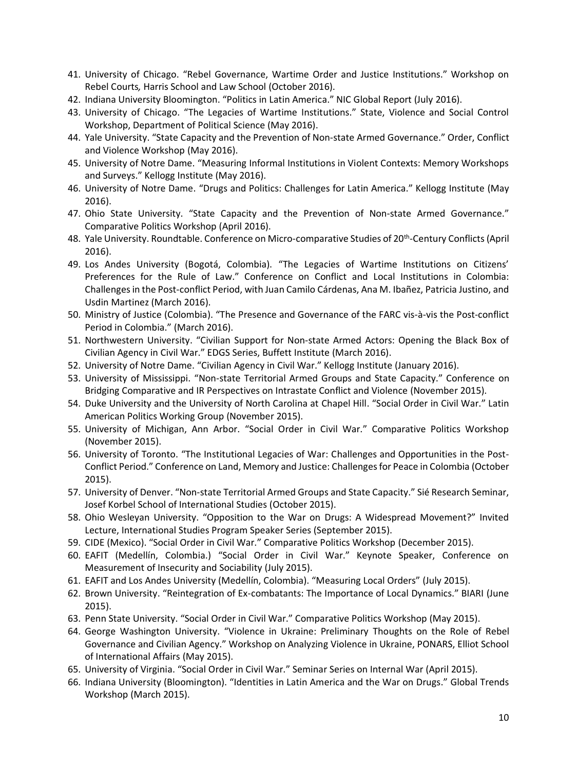41. University of Chicago. "Rebel Governance, Wartime Order and Justice Institutions." Workshop on Rebel Courts*,* Harris School and Law School (October 2016).
42. Indiana University Bloomington. "Politics in Latin America." NIC Global Report (July 2016).
43. University of Chicago. "The Legacies of Wartime Institutions." State, Violence and Social Control Workshop, Department of Political Science (May 2016).
44. Yale University. "State Capacity and the Prevention of Non-state Armed Governance." Order, Conflict and Violence Workshop (May 2016).
45. University of Notre Dame. "Measuring Informal Institutions in Violent Contexts: Memory Workshops and Surveys." Kellogg Institute (May 2016).
46. University of Notre Dame. "Drugs and Politics: Challenges for Latin America." Kellogg Institute (May 2016).
47. Ohio State University. "State Capacity and the Prevention of Non-state Armed Governance." Comparative Politics Workshop (April 2016).
48. Yale University. Roundtable. Conference on Micro-comparative Studies of 20th-Century Conflicts (April 2016).
49. Los Andes University (Bogotá, Colombia). "The Legacies of Wartime Institutions on Citizens' Preferences for the Rule of Law." Conference on Conflict and Local Institutions in Colombia: Challenges in the Post-conflict Period, with Juan Camilo Cárdenas, Ana M. Ibañez, Patricia Justino, and Usdin Martinez (March 2016).
50. Ministry of Justice (Colombia). "The Presence and Governance of the FARC vis-à-vis the Post-conflict Period in Colombia." (March 2016).
51. Northwestern University. "Civilian Support for Non-state Armed Actors: Opening the Black Box of Civilian Agency in Civil War." EDGS Series, Buffett Institute (March 2016).
52. University of Notre Dame. "Civilian Agency in Civil War." Kellogg Institute (January 2016).
53. University of Mississippi. "Non-state Territorial Armed Groups and State Capacity." Conference on Bridging Comparative and IR Perspectives on Intrastate Conflict and Violence (November 2015).
54. Duke University and the University of North Carolina at Chapel Hill. "Social Order in Civil War." Latin American Politics Working Group (November 2015).
55. University of Michigan, Ann Arbor. "Social Order in Civil War." Comparative Politics Workshop (November 2015).
56. University of Toronto. "The Institutional Legacies of War: Challenges and Opportunities in the Post-Conflict Period." Conference on Land, Memory and Justice: Challenges for Peace in Colombia (October 2015).
57. University of Denver. "Non-state Territorial Armed Groups and State Capacity." Sié Research Seminar, Josef Korbel School of International Studies (October 2015).
58. Ohio Wesleyan University. "Opposition to the War on Drugs: A Widespread Movement?" Invited Lecture, International Studies Program Speaker Series (September 2015).
59. CIDE (Mexico). "Social Order in Civil War." Comparative Politics Workshop (December 2015).
60. EAFIT (Medellín, Colombia.) "Social Order in Civil War." Keynote Speaker, Conference on Measurement of Insecurity and Sociability (July 2015).
61. EAFIT and Los Andes University (Medellín, Colombia). "Measuring Local Orders" (July 2015).
62. Brown University. "Reintegration of Ex-combatants: The Importance of Local Dynamics." BIARI (June 2015).
63. Penn State University. "Social Order in Civil War." Comparative Politics Workshop (May 2015).
64. George Washington University. "Violence in Ukraine: Preliminary Thoughts on the Role of Rebel Governance and Civilian Agency." Workshop on Analyzing Violence in Ukraine, PONARS, Elliot School of International Affairs (May 2015).
65. University of Virginia. "Social Order in Civil War." Seminar Series on Internal War (April 2015).
66. Indiana University (Bloomington). "Identities in Latin America and the War on Drugs." Global Trends Workshop (March 2015).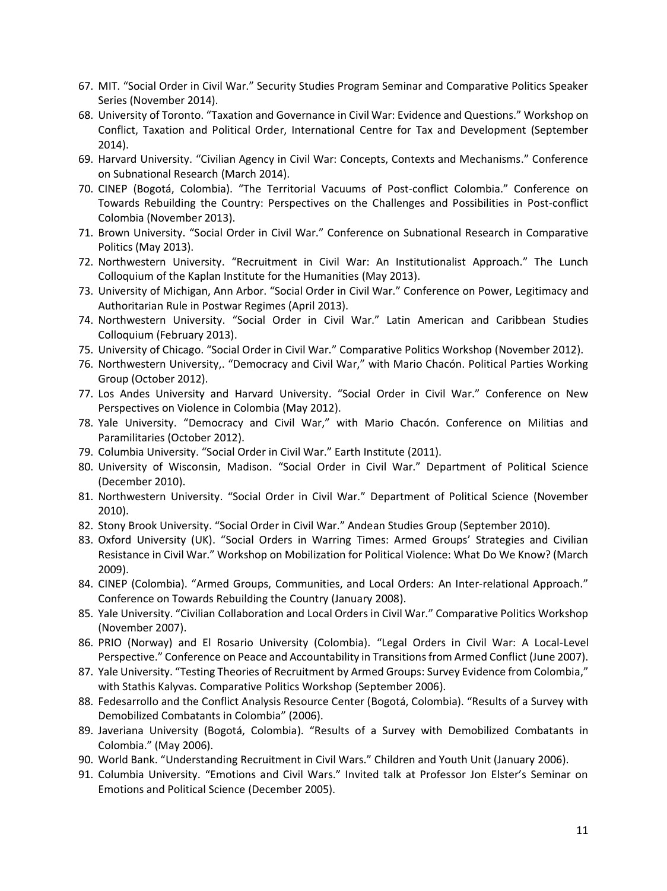67. MIT. “Social Order in Civil War.” Security Studies Program Seminar and Comparative Politics Speaker Series (November 2014).
68. University of Toronto. “Taxation and Governance in Civil War: Evidence and Questions.” Workshop on Conflict, Taxation and Political Order, International Centre for Tax and Development (September 2014).
69. Harvard University. “Civilian Agency in Civil War: Concepts, Contexts and Mechanisms.” Conference on Subnational Research (March 2014).
70. CINEP (Bogotá, Colombia). “The Territorial Vacuums of Post-conflict Colombia.” Conference on Towards Rebuilding the Country: Perspectives on the Challenges and Possibilities in Post-conflict Colombia (November 2013).
71. Brown University. “Social Order in Civil War.” Conference on Subnational Research in Comparative Politics (May 2013).
72. Northwestern University. “Recruitment in Civil War: An Institutionalist Approach.” The Lunch Colloquium of the Kaplan Institute for the Humanities (May 2013).
73. University of Michigan, Ann Arbor. “Social Order in Civil War.” Conference on Power, Legitimacy and Authoritarian Rule in Postwar Regimes (April 2013).
74. Northwestern University. “Social Order in Civil War.” Latin American and Caribbean Studies Colloquium (February 2013).
75. University of Chicago. “Social Order in Civil War.” Comparative Politics Workshop (November 2012).
76. Northwestern University,. “Democracy and Civil War,” with Mario Chacón. Political Parties Working Group (October 2012).
77. Los Andes University and Harvard University. “Social Order in Civil War.” Conference on New Perspectives on Violence in Colombia (May 2012).
78. Yale University. “Democracy and Civil War,” with Mario Chacón. Conference on Militias and Paramilitaries (October 2012).
79. Columbia University. “Social Order in Civil War.” Earth Institute (2011).
80. University of Wisconsin, Madison. “Social Order in Civil War.” Department of Political Science (December 2010).
81. Northwestern University. “Social Order in Civil War.” Department of Political Science (November 2010).
82. Stony Brook University. “Social Order in Civil War.” Andean Studies Group (September 2010).
83. Oxford University (UK). “Social Orders in Warring Times: Armed Groups’ Strategies and Civilian Resistance in Civil War.” Workshop on Mobilization for Political Violence: What Do We Know? (March 2009).
84. CINEP (Colombia). “Armed Groups, Communities, and Local Orders: An Inter-relational Approach.” Conference on Towards Rebuilding the Country (January 2008).
85. Yale University. “Civilian Collaboration and Local Orders in Civil War.” Comparative Politics Workshop (November 2007).
86. PRIO (Norway) and El Rosario University (Colombia). “Legal Orders in Civil War: A Local-Level Perspective.” Conference on Peace and Accountability in Transitions from Armed Conflict (June 2007).
87. Yale University. “Testing Theories of Recruitment by Armed Groups: Survey Evidence from Colombia,” with Stathis Kalyvas. Comparative Politics Workshop (September 2006).
88. Fedesarrollo and the Conflict Analysis Resource Center (Bogotá, Colombia). “Results of a Survey with Demobilized Combatants in Colombia” (2006).
89. Javeriana University (Bogotá, Colombia). “Results of a Survey with Demobilized Combatants in Colombia.” (May 2006).
90. World Bank. “Understanding Recruitment in Civil Wars.” Children and Youth Unit (January 2006).
91. Columbia University. “Emotions and Civil Wars.” Invited talk at Professor Jon Elster’s Seminar on Emotions and Political Science (December 2005).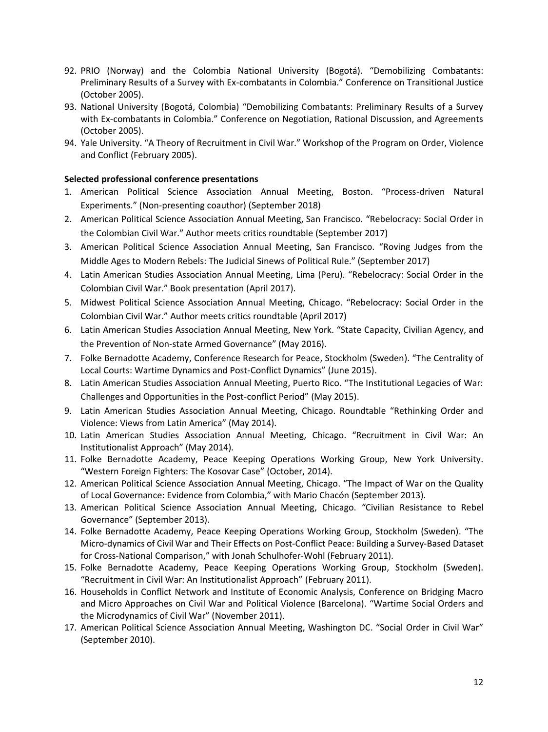92. PRIO (Norway) and the Colombia National University (Bogotá). "Demobilizing Combatants: Preliminary Results of a Survey with Ex-combatants in Colombia." Conference on Transitional Justice (October 2005).
93. National University (Bogotá, Colombia) "Demobilizing Combatants: Preliminary Results of a Survey with Ex-combatants in Colombia." Conference on Negotiation, Rational Discussion, and Agreements (October 2005).
94. Yale University. "A Theory of Recruitment in Civil War." Workshop of the Program on Order, Violence and Conflict (February 2005).

**Selected professional conference presentations**

1. American Political Science Association Annual Meeting, Boston. "Process-driven Natural Experiments." (Non-presenting coauthor) (September 2018)
2. American Political Science Association Annual Meeting, San Francisco. "Rebelocracy: Social Order in the Colombian Civil War." Author meets critics roundtable (September 2017)
3. American Political Science Association Annual Meeting, San Francisco. "Roving Judges from the Middle Ages to Modern Rebels: The Judicial Sinews of Political Rule." (September 2017)
4. Latin American Studies Association Annual Meeting, Lima (Peru). "Rebelocracy: Social Order in the Colombian Civil War." Book presentation (April 2017).
5. Midwest Political Science Association Annual Meeting, Chicago. "Rebelocracy: Social Order in the Colombian Civil War." Author meets critics roundtable (April 2017)
6. Latin American Studies Association Annual Meeting, New York. "State Capacity, Civilian Agency, and the Prevention of Non-state Armed Governance" (May 2016).
7. Folke Bernadotte Academy, Conference Research for Peace, Stockholm (Sweden). "The Centrality of Local Courts: Wartime Dynamics and Post-Conflict Dynamics" (June 2015).
8. Latin American Studies Association Annual Meeting, Puerto Rico. "The Institutional Legacies of War: Challenges and Opportunities in the Post-conflict Period" (May 2015).
9. Latin American Studies Association Annual Meeting, Chicago. Roundtable "Rethinking Order and Violence: Views from Latin America" (May 2014).
10. Latin American Studies Association Annual Meeting, Chicago. "Recruitment in Civil War: An Institutionalist Approach" (May 2014).
11. Folke Bernadotte Academy, Peace Keeping Operations Working Group, New York University. "Western Foreign Fighters: The Kosovar Case" (October, 2014).
12. American Political Science Association Annual Meeting, Chicago. "The Impact of War on the Quality of Local Governance: Evidence from Colombia," with Mario Chacón (September 2013).
13. American Political Science Association Annual Meeting, Chicago. "Civilian Resistance to Rebel Governance" (September 2013).
14. Folke Bernadotte Academy, Peace Keeping Operations Working Group, Stockholm (Sweden). "The Micro-dynamics of Civil War and Their Effects on Post-Conflict Peace: Building a Survey-Based Dataset for Cross-National Comparison," with Jonah Schulhofer-Wohl (February 2011).
15. Folke Bernadotte Academy, Peace Keeping Operations Working Group, Stockholm (Sweden). "Recruitment in Civil War: An Institutionalist Approach" (February 2011).
16. Households in Conflict Network and Institute of Economic Analysis, Conference on Bridging Macro and Micro Approaches on Civil War and Political Violence (Barcelona). "Wartime Social Orders and the Microdynamics of Civil War" (November 2011).
17. American Political Science Association Annual Meeting, Washington DC. "Social Order in Civil War" (September 2010).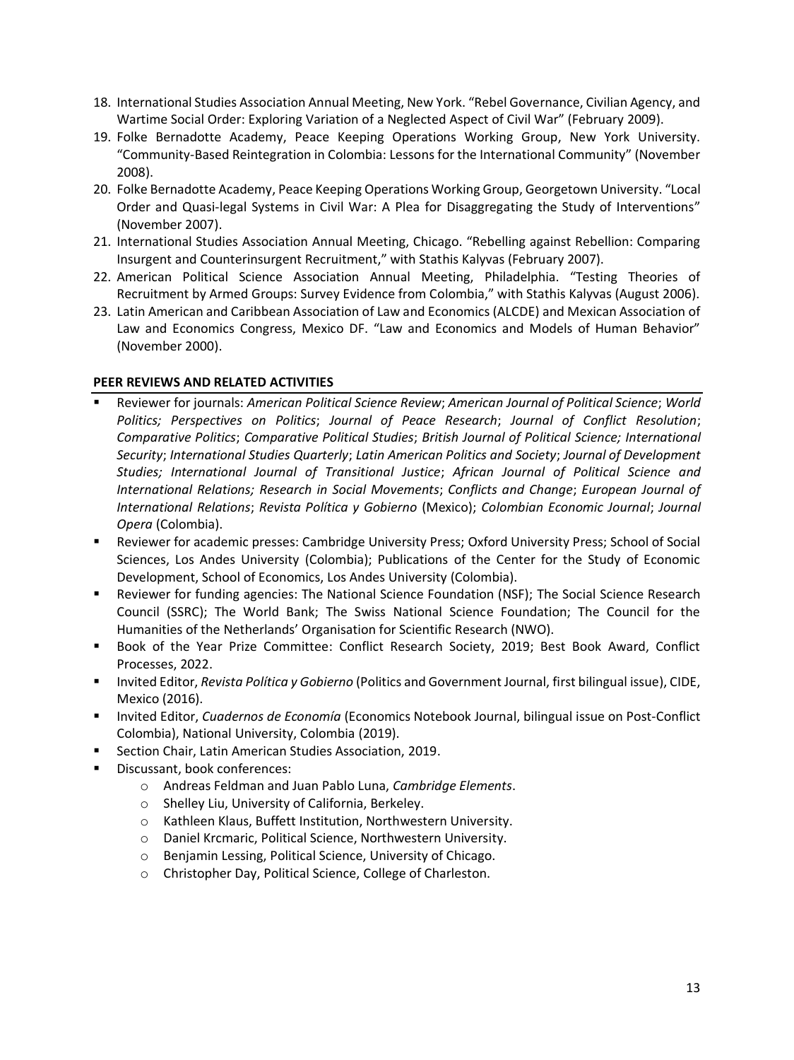18. International Studies Association Annual Meeting, New York. "Rebel Governance, Civilian Agency, and Wartime Social Order: Exploring Variation of a Neglected Aspect of Civil War" (February 2009).
19. Folke Bernadotte Academy, Peace Keeping Operations Working Group, New York University. "Community-Based Reintegration in Colombia: Lessons for the International Community" (November 2008).
20. Folke Bernadotte Academy, Peace Keeping Operations Working Group, Georgetown University. "Local Order and Quasi-legal Systems in Civil War: A Plea for Disaggregating the Study of Interventions" (November 2007).
21. International Studies Association Annual Meeting, Chicago. "Rebelling against Rebellion: Comparing Insurgent and Counterinsurgent Recruitment," with Stathis Kalyvas (February 2007).
22. American Political Science Association Annual Meeting, Philadelphia. "Testing Theories of Recruitment by Armed Groups: Survey Evidence from Colombia," with Stathis Kalyvas (August 2006).
23. Latin American and Caribbean Association of Law and Economics (ALCDE) and Mexican Association of Law and Economics Congress, Mexico DF. "Law and Economics and Models of Human Behavior" (November 2000).

**PEER REVIEWS AND RELATED ACTIVITIES**

- Reviewer for journals: *American Political Science Review*; *American Journal of Political Science*; *World Politics; Perspectives on Politics*; *Journal of Peace Research*; *Journal of Conflict Resolution*; *Comparative Politics*; *Comparative Political Studies*; *British Journal of Political Science; International Security*; *International Studies Quarterly*; *Latin American Politics and Society*; *Journal of Development Studies; International Journal of Transitional Justice*; *African Journal of Political Science and International Relations; Research in Social Movements*; *Conflicts and Change*; *European Journal of International Relations*; *Revista Política y Gobierno* (Mexico); *Colombian Economic Journal*; *Journal Opera* (Colombia).
- Reviewer for academic presses: Cambridge University Press; Oxford University Press; School of Social Sciences, Los Andes University (Colombia); Publications of the Center for the Study of Economic Development, School of Economics, Los Andes University (Colombia).
- Reviewer for funding agencies: The National Science Foundation (NSF); The Social Science Research Council (SSRC); The World Bank; The Swiss National Science Foundation; The Council for the Humanities of the Netherlands' Organisation for Scientific Research (NWO).
- Book of the Year Prize Committee: Conflict Research Society, 2019; Best Book Award, Conflict Processes, 2022.
- Invited Editor, *Revista Política y Gobierno* (Politics and Government Journal, first bilingual issue), CIDE, Mexico (2016).
- Invited Editor, *Cuadernos de Economía* (Economics Notebook Journal, bilingual issue on Post-Conflict Colombia), National University, Colombia (2019).
- Section Chair, Latin American Studies Association, 2019.
- Discussant, book conferences:
  - Andreas Feldman and Juan Pablo Luna, *Cambridge Elements*.
  - Shelley Liu, University of California, Berkeley.
  - Kathleen Klaus, Buffett Institution, Northwestern University.
  - Daniel Krcmaric, Political Science, Northwestern University.
  - Benjamin Lessing, Political Science, University of Chicago.
  - Christopher Day, Political Science, College of Charleston.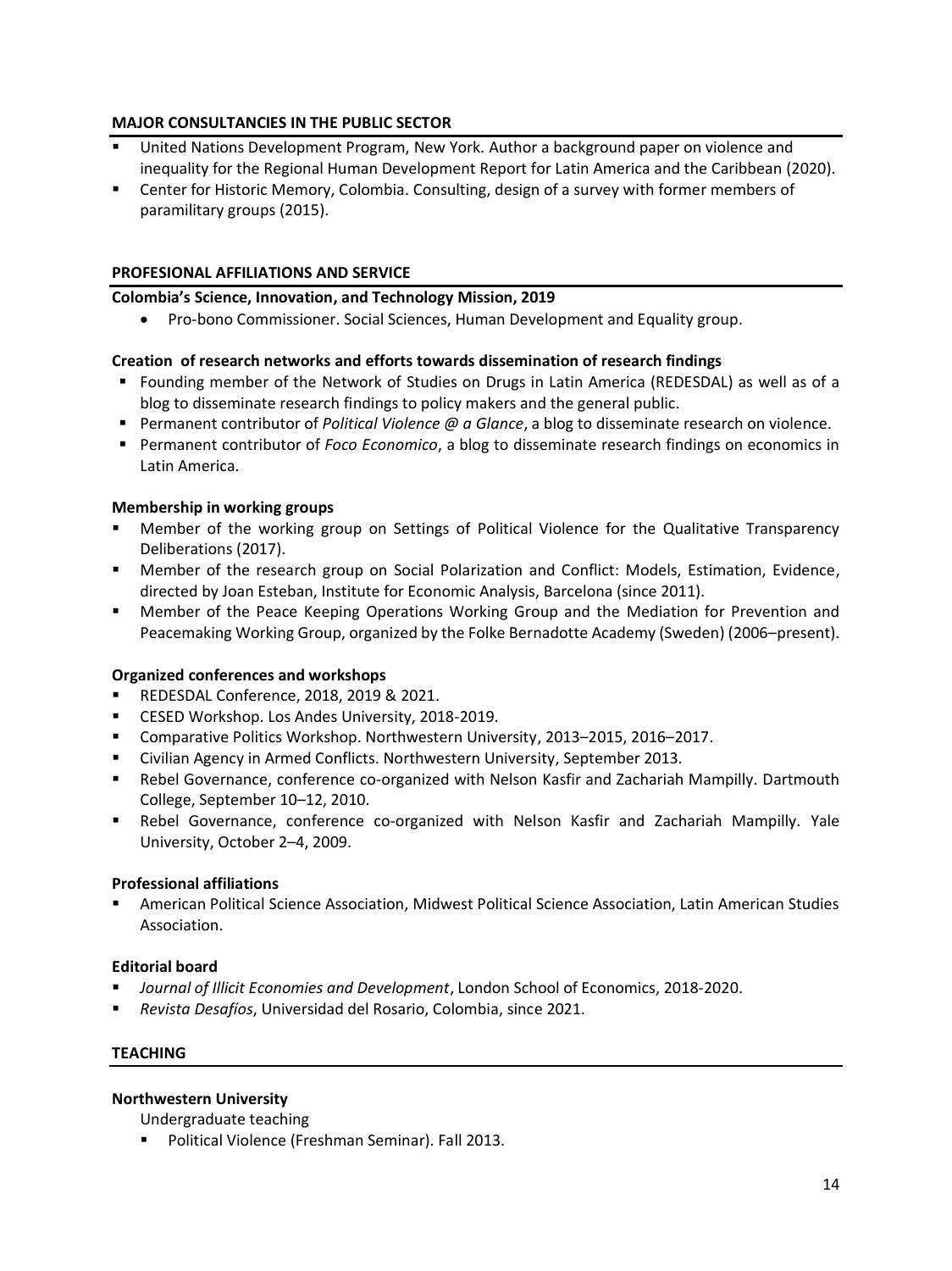## MAJOR CONSULTANCIES IN THE PUBLIC SECTOR

- United Nations Development Program, New York. Author a background paper on violence and inequality for the Regional Human Development Report for Latin America and the Caribbean (2020).
- Center for Historic Memory, Colombia. Consulting, design of a survey with former members of paramilitary groups (2015).

## PROFESIONAL AFFILIATIONS AND SERVICE

**Colombia's Science, Innovation, and Technology Mission, 2019**

- Pro-bono Commissioner. Social Sciences, Human Development and Equality group.

**Creation of research networks and efforts towards dissemination of research findings**

- Founding member of the Network of Studies on Drugs in Latin America (REDESDAL) as well as of a blog to disseminate research findings to policy makers and the general public.
- Permanent contributor of *Political Violence @ a Glance*, a blog to disseminate research on violence.
- Permanent contributor of *Foco Economico*, a blog to disseminate research findings on economics in Latin America.

**Membership in working groups**

- Member of the working group on Settings of Political Violence for the Qualitative Transparency Deliberations (2017).
- Member of the research group on Social Polarization and Conflict: Models, Estimation, Evidence, directed by Joan Esteban, Institute for Economic Analysis, Barcelona (since 2011).
- Member of the Peace Keeping Operations Working Group and the Mediation for Prevention and Peacemaking Working Group, organized by the Folke Bernadotte Academy (Sweden) (2006–present).

**Organized conferences and workshops**

- REDESDAL Conference, 2018, 2019 & 2021.
- CESED Workshop. Los Andes University, 2018-2019.
- Comparative Politics Workshop. Northwestern University, 2013–2015, 2016–2017.
- Civilian Agency in Armed Conflicts. Northwestern University, September 2013.
- Rebel Governance, conference co-organized with Nelson Kasfir and Zachariah Mampilly. Dartmouth College, September 10–12, 2010.
- Rebel Governance, conference co-organized with Nelson Kasfir and Zachariah Mampilly. Yale University, October 2–4, 2009.

**Professional affiliations**

- American Political Science Association, Midwest Political Science Association, Latin American Studies Association.

**Editorial board**

- *Journal of Illicit Economies and Development*, London School of Economics, 2018-2020.
- *Revista Desafíos*, Universidad del Rosario, Colombia, since 2021.

## TEACHING

**Northwestern University**

Undergraduate teaching

- Political Violence (Freshman Seminar). Fall 2013.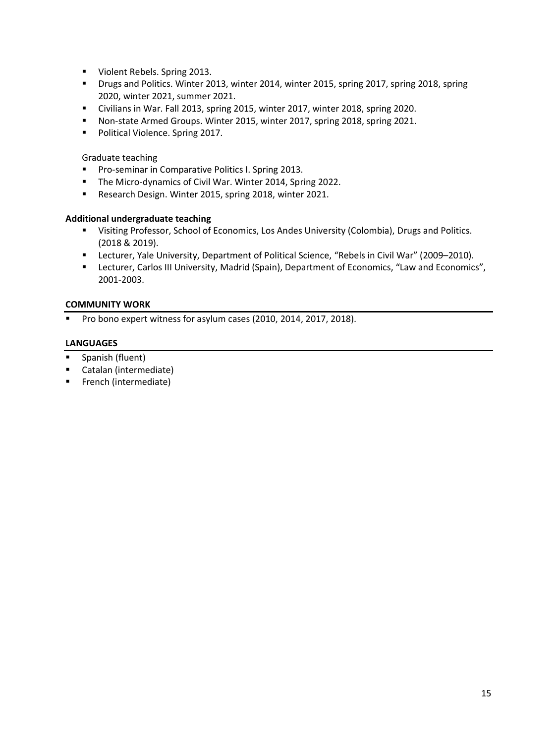- Violent Rebels. Spring 2013.
- Drugs and Politics. Winter 2013, winter 2014, winter 2015, spring 2017, spring 2018, spring 2020, winter 2021, summer 2021.
- Civilians in War. Fall 2013, spring 2015, winter 2017, winter 2018, spring 2020.
- Non-state Armed Groups. Winter 2015, winter 2017, spring 2018, spring 2021.
- Political Violence. Spring 2017.

Graduate teaching

- Pro-seminar in Comparative Politics I. Spring 2013.
- The Micro-dynamics of Civil War. Winter 2014, Spring 2022.
- Research Design. Winter 2015, spring 2018, winter 2021.

**Additional undergraduate teaching**

- Visiting Professor, School of Economics, Los Andes University (Colombia), Drugs and Politics. (2018 & 2019).
- Lecturer, Yale University, Department of Political Science, "Rebels in Civil War" (2009–2010).
- Lecturer, Carlos III University, Madrid (Spain), Department of Economics, "Law and Economics", 2001-2003.

## COMMUNITY WORK

- Pro bono expert witness for asylum cases (2010, 2014, 2017, 2018).

## LANGUAGES

- Spanish (fluent)
- Catalan (intermediate)
- French (intermediate)